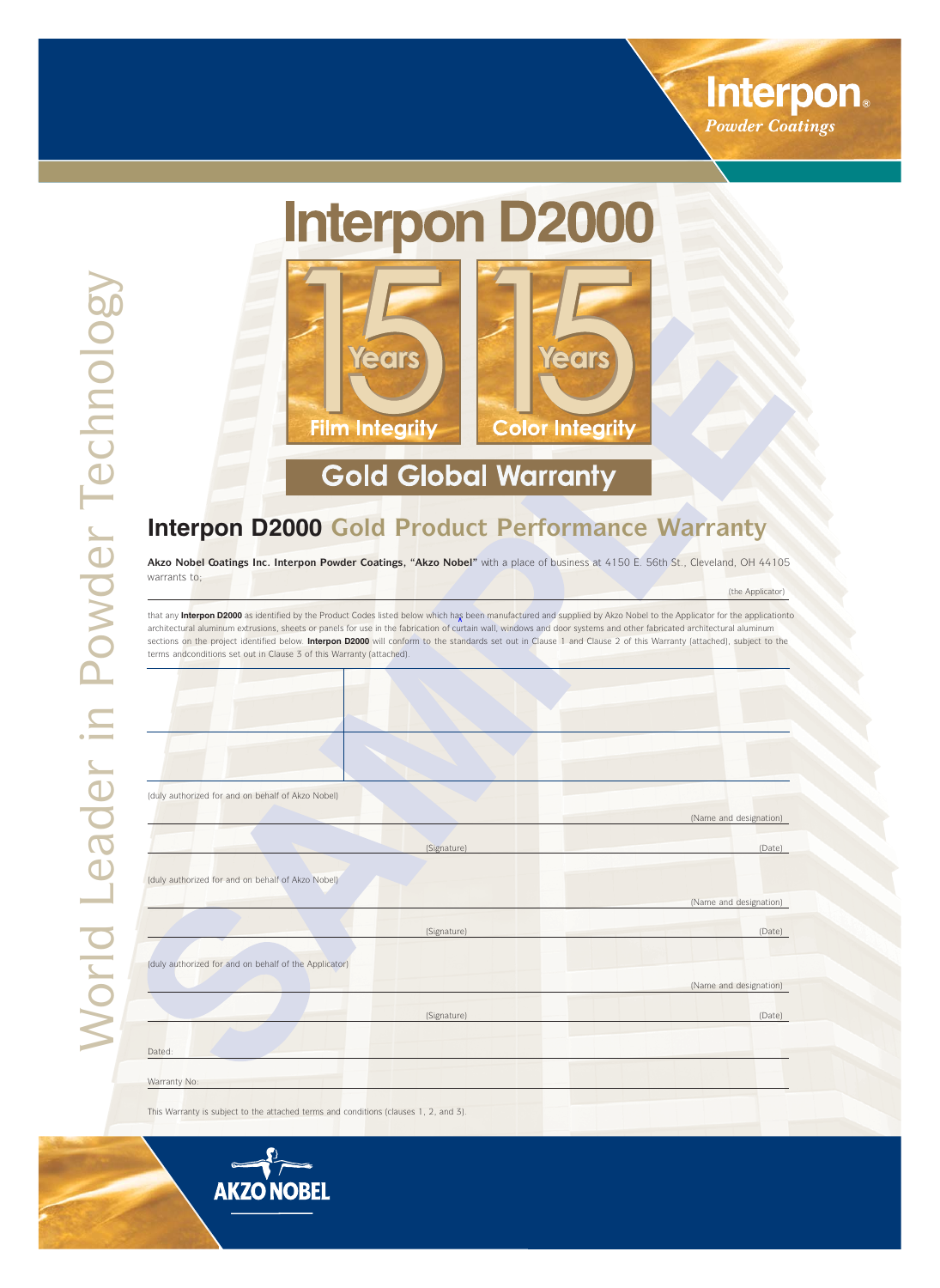Interpon
*Powder Coatings*

World Leader in Powder Technology

# Interpon D2000

15 Years Film Integrity

15 Years Color Integrity

## Gold Global Warranty

## Interpon D2000 Gold Product Performance Warranty

**Akzo Nobel Coatings Inc. Interpon Powder Coatings, "Akzo Nobel"** with a place of business at 4150 E. 56th St., Cleveland, OH 44105 warrants to;

(the Applicator)

that any **Interpon D2000** as identified by the Product Codes listed below which has been manufactured and supplied by Akzo Nobel to the Applicator for the applicationto architectural aluminum extrusions, sheets or panels for use in the fabrication of curtain wall, windows and door systems and other fabricated architectural aluminum sections on the project identified below. **Interpon D2000** will conform to the standards set out in Clause 1 and Clause 2 of this Warranty (attached), subject to the terms andconditions set out in Clause 3 of this Warranty (attached).

| | |
|---|---|
| | |
| | |

(duly authorized for and on behalf of Akzo Nobel)

(Name and designation)

(Signature) (Date)

(duly authorized for and on behalf of Akzo Nobel)

(Name and designation)

(Signature) (Date)

(duly authorized for and on behalf of the Applicator)

(Name and designation)

(Signature) (Date)

Dated:

Warranty No:

This Warranty is subject to the attached terms and conditions (clauses 1, 2, and 3).

SAMPLE

AKZO NOBEL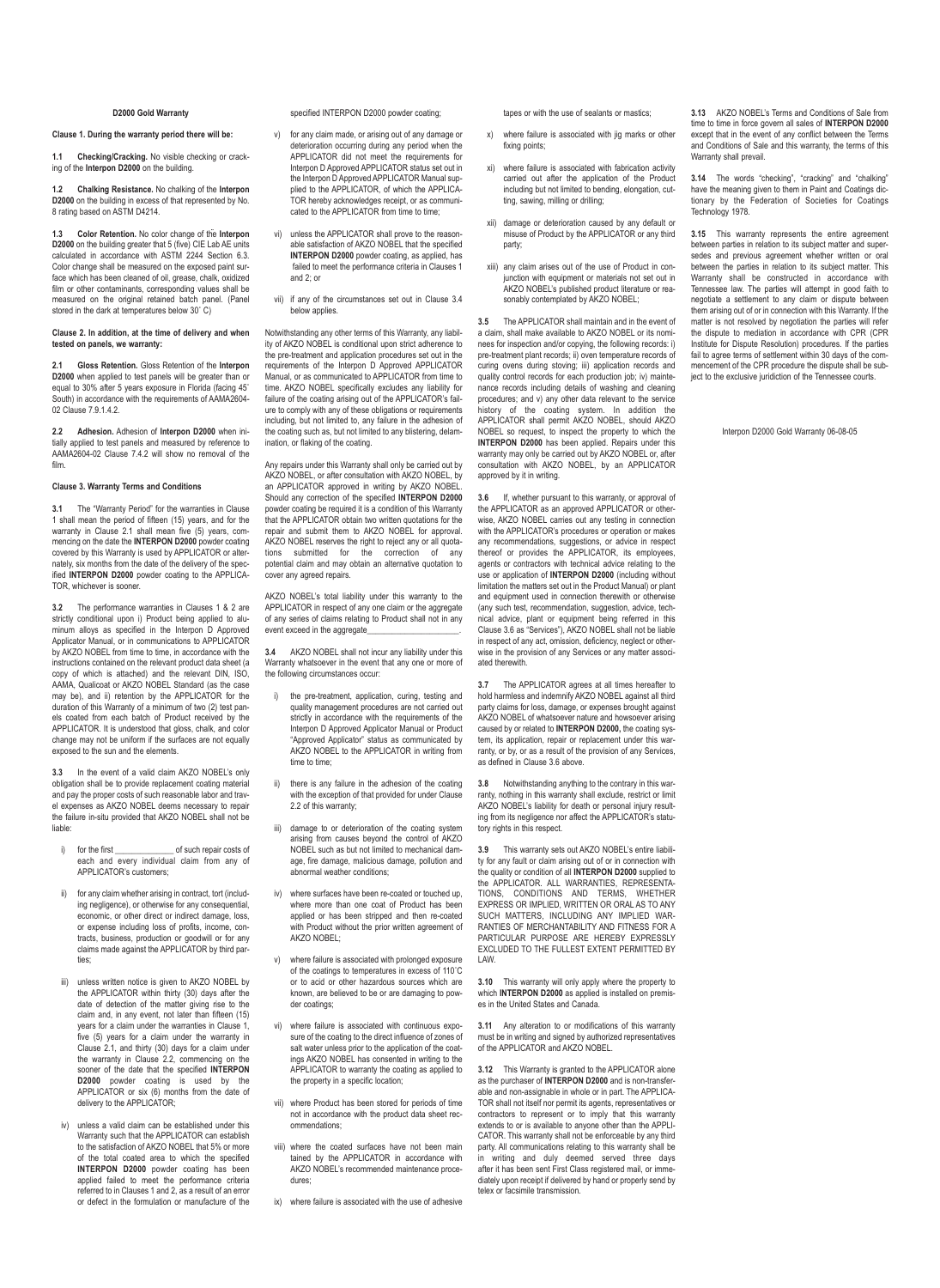#### D2000 Gold Warranty

**Clause 1. During the warranty period there will be:**

**1.1 Checking/Cracking.** No visible checking or cracking of the **Interpon D2000** on the building.

**1.2 Chalking Resistance.** No chalking of the **Interpon D2000** on the building in excess of that represented by No. 8 rating based on ASTM D4214.

**1.3 Color Retention.** No color change of the **Interpon D2000** on the building greater that 5 (five) CIE Lab AE units calculated in accordance with ASTM 2244 Section 6.3. Color change shall be measured on the exposed paint surface which has been cleaned of oil, grease, chalk, oxidized film or other contaminants, corresponding values shall be measured on the original retained batch panel. (Panel stored in the dark at temperatures below 30° C)

**Clause 2. In addition, at the time of delivery and when tested on panels, we warranty:**

**2.1 Gloss Retention.** Gloss Retention of the **Interpon D2000** when applied to test panels will be greater than or equal to 30% after 5 years exposure in Florida (facing 45° South) in accordance with the requirements of AAMA2604-02 Clause 7.9.1.4.2.

**2.2 Adhesion.** Adhesion of **Interpon D2000** when initially applied to test panels and measured by reference to AAMA2604-02 Clause 7.4.2 will show no removal of the film.

**Clause 3. Warranty Terms and Conditions**

**3.1** The "Warranty Period" for the warranties in Clause 1 shall mean the period of fifteen (15) years, and for the warranty in Clause 2.1 shall mean five (5) years, commencing on the date the **INTERPON D2000** powder coating covered by this Warranty is used by APPLICATOR or alternately, six months from the date of the delivery of the specified **INTERPON D2000** powder coating to the APPLICATOR, whichever is sooner.

**3.2** The performance warranties in Clauses 1 & 2 are strictly conditional upon i) Product being applied to aluminum alloys as specified in the Interpon D Approved Applicator Manual, or in communications to APPLICATOR by AKZO NOBEL from time to time, in accordance with the instructions contained on the relevant product data sheet (a copy of which is attached) and the relevant DIN, ISO, AAMA, Qualicoat or AKZO NOBEL Standard (as the case may be), and ii) retention by the APPLICATOR for the duration of this Warranty of a minimum of two (2) test panels coated from each batch of Product received by the APPLICATOR. It is understood that gloss, chalk, and color change may not be uniform if the surfaces are not equally exposed to the sun and the elements.

**3.3** In the event of a valid claim AKZO NOBEL's only obligation shall be to provide replacement coating material and pay the proper costs of such reasonable labor and travel expenses as AKZO NOBEL deems necessary to repair the failure in-situ provided that AKZO NOBEL shall not be liable:

i) for the first _____________ of such repair costs of each and every individual claim from any of APPLICATOR's customers;

ii) for any claim whether arising in contract, tort (including negligence), or otherwise for any consequential, economic, or other direct or indirect damage, loss, or expense including loss of profits, income, contracts, business, production or goodwill or for any claims made against the APPLICATOR by third parties;

iii) unless written notice is given to AKZO NOBEL by the APPLICATOR within thirty (30) days after the date of detection of the matter giving rise to the claim and, in any event, not later than fifteen (15) years for a claim under the warranties in Clause 1, five (5) years for a claim under the warranty in Clause 2.1, and thirty (30) days for a claim under the warranty in Clause 2.2, commencing on the sooner of the date that the specified **INTERPON D2000** powder coating is used by the APPLICATOR or six (6) months from the date of delivery to the APPLICATOR;

iv) unless a valid claim can be established under this Warranty such that the APPLICATOR can establish to the satisfaction of AKZO NOBEL that 5% or more of the total coated area to which the specified **INTERPON D2000** powder coating has been applied failed to meet the performance criteria referred to in Clauses 1 and 2, as a result of an error or defect in the formulation or manufacture of the specified INTERPON D2000 powder coating;

v) for any claim made, or arising out of any damage or deterioration occurring during any period when the APPLICATOR did not meet the requirements for Interpon D Approved APPLICATOR status set out in the Interpon D Approved APPLICATOR Manual supplied to the APPLICATOR, of which the APPLICATOR hereby acknowledges receipt, or as communicated to the APPLICATOR from time to time;

vi) unless the APPLICATOR shall prove to the reasonable satisfaction of AKZO NOBEL that the specified **INTERPON D2000** powder coating, as applied, has failed to meet the performance criteria in Clauses 1 and 2; or

vii) if any of the circumstances set out in Clause 3.4 below applies.

Notwithstanding any other terms of this Warranty, any liability of AKZO NOBEL is conditional upon strict adherence to the pre-treatment and application procedures set out in the requirements of the Interpon D Approved APPLICATOR Manual, or as communicated to APPLICATOR from time to time. AKZO NOBEL specifically excludes any liability for failure of the coating arising out of the APPLICATOR's failure to comply with any of these obligations or requirements including, but not limited to, any failure in the adhesion of the coating such as, but not limited to any blistering, delamination, or flaking of the coating.

Any repairs under this Warranty shall only be carried out by AKZO NOBEL, or after consultation with AKZO NOBEL, by an APPLICATOR approved in writing by AKZO NOBEL. Should any correction of the specified **INTERPON D2000** powder coating be required it is a condition of this Warranty that the APPLICATOR obtain two written quotations for the repair and submit them to AKZO NOBEL for approval. AKZO NOBEL reserves the right to reject any or all quotations submitted for the correction of any potential claim and may obtain an alternative quotation to cover any agreed repairs.

AKZO NOBEL's total liability under this warranty to the APPLICATOR in respect of any one claim or the aggregate of any series of claims relating to Product shall not in any event exceed in the aggregate_____________________.

**3.4** AKZO NOBEL shall not incur any liability under this Warranty whatsoever in the event that any one or more of the following circumstances occur:

i) the pre-treatment, application, curing, testing and quality management procedures are not carried out strictly in accordance with the requirements of the Interpon D Approved Applicator Manual or Product "Approved Applicator" status as communicated by AKZO NOBEL to the APPLICATOR in writing from time to time;

ii) there is any failure in the adhesion of the coating with the exception of that provided for under Clause 2.2 of this warranty;

iii) damage to or deterioration of the coating system arising from causes beyond the control of AKZO NOBEL such as but not limited to mechanical damage, fire damage, malicious damage, pollution and abnormal weather conditions;

iv) where surfaces have been re-coated or touched up, where more than one coat of Product has been applied or has been stripped and then re-coated with Product without the prior written agreement of AKZO NOBEL;

v) where failure is associated with prolonged exposure of the coatings to temperatures in excess of 110°C or to acid or other hazardous sources which are known, are believed to be or are damaging to powder coatings;

vi) where failure is associated with continuous exposure of the coating to the direct influence of zones of salt water unless prior to the application of the coatings AKZO NOBEL has consented in writing to the APPLICATOR to warranty the coating as applied to the property in a specific location;

vii) where Product has been stored for periods of time not in accordance with the product data sheet recommendations;

viii) where the coated surfaces have not been maintained by the APPLICATOR in accordance with AKZO NOBEL's recommended maintenance procedures;

ix) where failure is associated with the use of adhesive tapes or with the use of sealants or mastics;

x) where failure is associated with jig marks or other fixing points;

xi) where failure is associated with fabrication activity carried out after the application of the Product including but not limited to bending, elongation, cutting, sawing, milling or drilling;

xii) damage or deterioration caused by any default or misuse of Product by the APPLICATOR or any third party;

xiii) any claim arises out of the use of Product in conjunction with equipment or materials not set out in AKZO NOBEL's published product literature or reasonably contemplated by AKZO NOBEL;

**3.5** The APPLICATOR shall maintain and in the event of a claim, shall make available to AKZO NOBEL or its nominees for inspection and/or copying, the following records: i) pre-treatment plant records; ii) oven temperature records of curing ovens during stoving; iii) application records and quality control records for each production job; iv) maintenance records including details of washing and cleaning procedures; and v) any other data relevant to the service history of the coating system. In addition the APPLICATOR shall permit AKZO NOBEL, should AKZO NOBEL so request, to inspect the property to which the **INTERPON D2000** has been applied. Repairs under this warranty may only be carried out by AKZO NOBEL or, after consultation with AKZO NOBEL, by an APPLICATOR approved by it in writing.

**3.6** If, whether pursuant to this warranty, or approval of the APPLICATOR as an approved APPLICATOR or otherwise, AKZO NOBEL carries out any testing in connection with the APPLICATOR's procedures or operation or makes any recommendations, suggestions, or advice in respect thereof or provides the APPLICATOR, its employees, agents or contractors with technical advice relating to the use or application of **INTERPON D2000** (including without limitation the matters set out in the Product Manual) or plant and equipment used in connection therewith or otherwise (any such test, recommendation, suggestion, advice, technical advice, plant or equipment being referred in this Clause 3.6 as "Services"), AKZO NOBEL shall not be liable in respect of any act, omission, deficiency, neglect or otherwise in the provision of any Services or any matter associated therewith.

**3.7** The APPLICATOR agrees at all times hereafter to hold harmless and indemnify AKZO NOBEL against all third party claims for loss, damage, or expenses brought against AKZO NOBEL of whatsoever nature and howsoever arising caused by or related to **INTERPON D2000,** the coating system, its application, repair or replacement under this warranty, or by, or as a result of the provision of any Services, as defined in Clause 3.6 above.

**3.8** Notwithstanding anything to the contrary in this warranty, nothing in this warranty shall exclude, restrict or limit AKZO NOBEL's liability for death or personal injury resulting from its negligence nor affect the APPLICATOR's statutory rights in this respect.

**3.9** This warranty sets out AKZO NOBEL's entire liability for any fault or claim arising out of or in connection with the quality or condition of all **INTERPON D2000** supplied to the APPLICATOR. ALL WARRANTIES, REPRESENTATIONS, CONDITIONS AND TERMS, WHETHER EXPRESS OR IMPLIED, WRITTEN OR ORAL AS TO ANY SUCH MATTERS, INCLUDING ANY IMPLIED WARRANTIES OF MERCHANTABILITY AND FITNESS FOR A PARTICULAR PURPOSE ARE HEREBY EXPRESSLY EXCLUDED TO THE FULLEST EXTENT PERMITTED BY LAW.

**3.10** This warranty will only apply where the property to which **INTERPON D2000** as applied is installed on premises in the United States and Canada.

**3.11** Any alteration to or modifications of this warranty must be in writing and signed by authorized representatives of the APPLICATOR and AKZO NOBEL.

**3.12** This Warranty is granted to the APPLICATOR alone as the purchaser of **INTERPON D2000** and is non-transferable and non-assignable in whole or in part. The APPLICATOR shall not itself nor permit its agents, representatives or contractors to represent or to imply that this warranty extends to or is available to anyone other than the APPLICATOR. This warranty shall not be enforceable by any third party. All communications relating to this warranty shall be in writing and duly deemed served three days after it has been sent First Class registered mail, or immediately upon receipt if delivered by hand or properly send by telex or facsimile transmission.

**3.13** AKZO NOBEL's Terms and Conditions of Sale from time to time in force govern all sales of **INTERPON D2000** except that in the event of any conflict between the Terms and Conditions of Sale and this warranty, the terms of this Warranty shall prevail.

**3.14** The words "checking", "cracking" and "chalking" have the meaning given to them in Paint and Coatings dictionary by the Federation of Societies for Coatings Technology 1978.

**3.15** This warranty represents the entire agreement between parties in relation to its subject matter and supersedes and previous agreement whether written or oral between the parties in relation to its subject matter. This Warranty shall be constructed in accordance with Tennessee law. The parties will attempt in good faith to negotiate a settlement to any claim or dispute between them arising out of or in connection with this Warranty. If the matter is not resolved by negotiation the parties will refer the dispute to mediation in accordance with CPR (CPR Institute for Dispute Resolution) procedures. If the parties fail to agree terms of settlement within 30 days of the commencement of the CPR procedure the dispute shall be subject to the exclusive juridiction of the Tennessee courts.

Interpon D2000 Gold Warranty 06-08-05